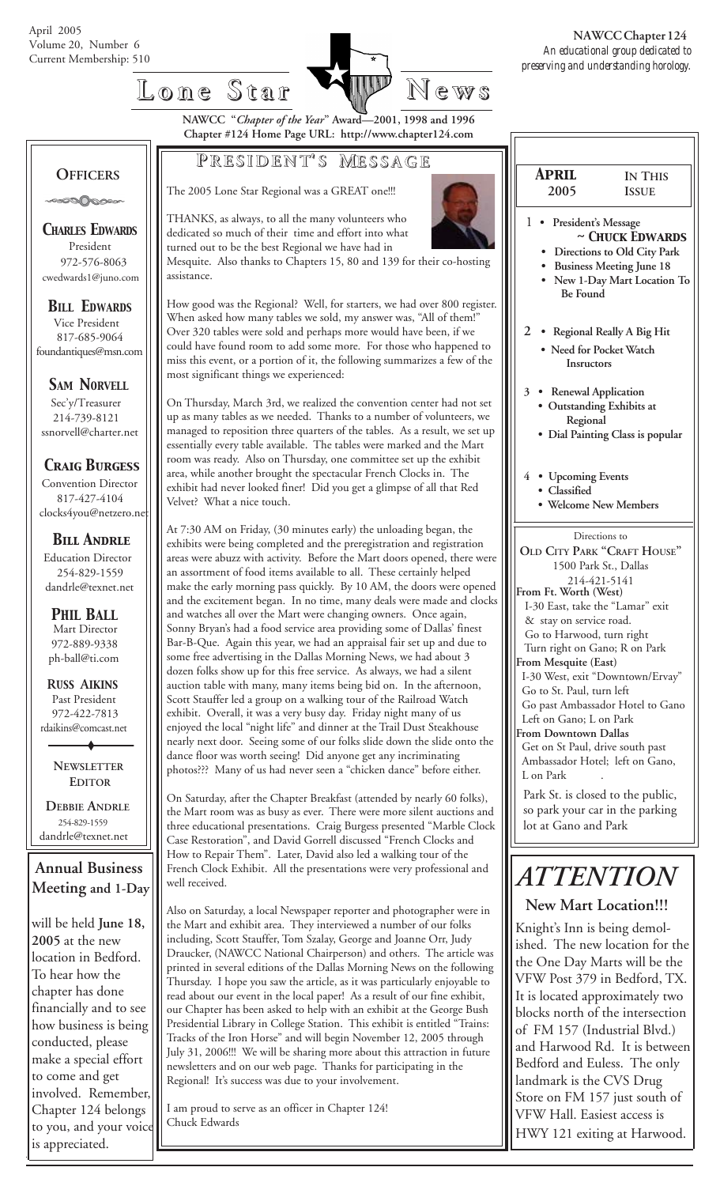April 2005
Volume 20, Number 6
Current Membership: 510

**NAWCC Chapter 124**
*An educational group dedicated to preserving and understanding horology.*

# Lone Star News

**NAWCC "*Chapter of the Year*" Award—2001, 1998 and 1996**
**Chapter #124 Home Page URL: http://www.chapter124.com**

## OFFICERS

**CHARLES EDWARDS**
President
972-576-8063
cwedwards1@juno.com

**BILL EDWARDS**
Vice President
817-685-9064
foundantiques@msn.com

**SAM NORVELL**
Sec'y/Treasurer
214-739-8121
ssnorvell@charter.net

**CRAIG BURGESS**
Convention Director
817-427-4104
clocks4you@netzero.net

**BILL ANDRLE**
Education Director
254-829-1559
dandrle@texnet.net

**PHIL BALL**
Mart Director
972-889-9338
ph-ball@ti.com

**RUSS AIKINS**
Past President
972-422-7813
rdaikins@comcast.net

**NEWSLETTER EDITOR**

**DEBBIE ANDRLE**
254-829-1559
dandrle@texnet.net

## Annual Business Meeting and 1-Day

will be held **June 18, 2005** at the new location in Bedford. To hear how the chapter has done financially and to see how business is being conducted, please make a special effort to come and get involved. Remember, Chapter 124 belongs to you, and your voice is appreciated.

## PRESIDENT'S MESSAGE

The 2005 Lone Star Regional was a GREAT one!!!

THANKS, as always, to all the many volunteers who dedicated so much of their time and effort into what turned out to be the best Regional we have had in Mesquite. Also thanks to Chapters 15, 80 and 139 for their co-hosting assistance.

How good was the Regional? Well, for starters, we had over 800 register. When asked how many tables we sold, my answer was, "All of them!" Over 320 tables were sold and perhaps more would have been, if we could have found room to add some more. For those who happened to miss this event, or a portion of it, the following summarizes a few of the most significant things we experienced:

On Thursday, March 3rd, we realized the convention center had not set up as many tables as we needed. Thanks to a number of volunteers, we managed to reposition three quarters of the tables. As a result, we set up essentially every table available. The tables were marked and the Mart room was ready. Also on Thursday, one committee set up the exhibit area, while another brought the spectacular French Clocks in. The exhibit had never looked finer! Did you get a glimpse of all that Red Velvet? What a nice touch.

At 7:30 AM on Friday, (30 minutes early) the unloading began, the exhibits were being completed and the preregistration and registration areas were abuzz with activity. Before the Mart doors opened, there were an assortment of food items available to all. These certainly helped make the early morning pass quickly. By 10 AM, the doors were opened and the excitement began. In no time, many deals were made and clocks and watches all over the Mart were changing owners. Once again, Sonny Bryan's had a food service area providing some of Dallas' finest Bar-B-Que. Again this year, we had an appraisal fair set up and due to some free advertising in the Dallas Morning News, we had about 3 dozen folks show up for this free service. As always, we had a silent auction table with many, many items being bid on. In the afternoon, Scott Stauffer led a group on a walking tour of the Railroad Watch exhibit. Overall, it was a very busy day. Friday night many of us enjoyed the local "night life" and dinner at the Trail Dust Steakhouse nearly next door. Seeing some of our folks slide down the slide onto the dance floor was worth seeing! Did anyone get any incriminating photos??? Many of us had never seen a "chicken dance" before either.

On Saturday, after the Chapter Breakfast (attended by nearly 60 folks), the Mart room was as busy as ever. There were more silent auctions and three educational presentations. Craig Burgess presented "Marble Clock Case Restoration", and David Gorrell discussed "French Clocks and How to Repair Them". Later, David also led a walking tour of the French Clock Exhibit. All the presentations were very professional and well received.

Also on Saturday, a local Newspaper reporter and photographer were in the Mart and exhibit area. They interviewed a number of our folks including, Scott Stauffer, Tom Szalay, George and Joanne Orr, Judy Draucker, (NAWCC National Chairperson) and others. The article was printed in several editions of the Dallas Morning News on the following Thursday. I hope you saw the article, as it was particularly enjoyable to read about our event in the local paper! As a result of our fine exhibit, our Chapter has been asked to help with an exhibit at the George Bush Presidential Library in College Station. This exhibit is entitled "Trains: Tracks of the Iron Horse" and will begin November 12, 2005 through July 31, 2006!!! We will be sharing more about this attraction in future newsletters and on our web page. Thanks for participating in the Regional! It's success was due to your involvement.

I am proud to serve as an officer in Chapter 124!
Chuck Edwards

## APRIL 2005 — IN THIS ISSUE

1
- President's Message ~ CHUCK EDWARDS
- Directions to Old City Park
- Business Meeting June 18
- New 1-Day Mart Location To Be Found

2
- Regional Really A Big Hit
- Need for Pocket Watch Insructors

3
- Renewal Application
- Outstanding Exhibits at Regional
- Dial Painting Class is popular

4
- Upcoming Events
- Classified
- Welcome New Members

Directions to
**OLD CITY PARK "CRAFT HOUSE"**
1500 Park St., Dallas
214-421-5141

**From Ft. Worth (West)**
I-30 East, take the "Lamar" exit & stay on service road.
Go to Harwood, turn right
Turn right on Gano; R on Park

**From Mesquite (East)**
I-30 West, exit "Downtown/Ervay"
Go to St. Paul, turn left
Go past Ambassador Hotel to Gano
Left on Gano; L on Park

**From Downtown Dallas**
Get on St Paul, drive south past Ambassador Hotel; left on Gano, L on Park

Park St. is closed to the public, so park your car in the parking lot at Gano and Park

# *ATTENTION*

## New Mart Location!!!

Knight's Inn is being demolished. The new location for the the One Day Marts will be the VFW Post 379 in Bedford, TX. It is located approximately two blocks north of the intersection of FM 157 (Industrial Blvd.) and Harwood Rd. It is between Bedford and Euless. The only landmark is the CVS Drug Store on FM 157 just south of VFW Hall. Easiest access is HWY 121 exiting at Harwood.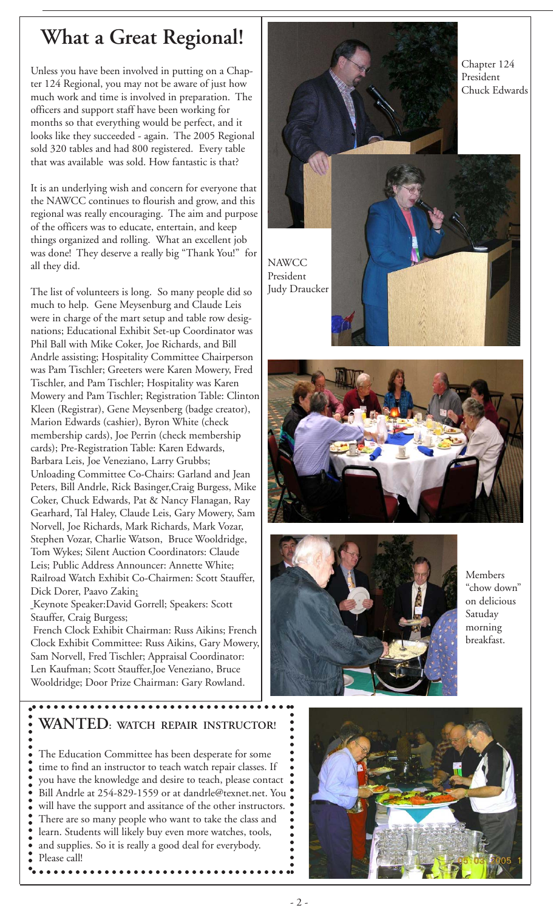# What a Great Regional!

Unless you have been involved in putting on a Chapter 124 Regional, you may not be aware of just how much work and time is involved in preparation. The officers and support staff have been working for months so that everything would be perfect, and it looks like they succeeded - again. The 2005 Regional sold 320 tables and had 800 registered. Every table that was available was sold. How fantastic is that?

It is an underlying wish and concern for everyone that the NAWCC continues to flourish and grow, and this regional was really encouraging. The aim and purpose of the officers was to educate, entertain, and keep things organized and rolling. What an excellent job was done! They deserve a really big "Thank You!" for all they did.

The list of volunteers is long. So many people did so much to help. Gene Meysenburg and Claude Leis were in charge of the mart setup and table row designations; Educational Exhibit Set-up Coordinator was Phil Ball with Mike Coker, Joe Richards, and Bill Andrle assisting; Hospitality Committee Chairperson was Pam Tischler; Greeters were Karen Mowery, Fred Tischler, and Pam Tischler; Hospitality was Karen Mowery and Pam Tischler; Registration Table: Clinton Kleen (Registrar), Gene Meysenberg (badge creator), Marion Edwards (cashier), Byron White (check membership cards), Joe Perrin (check membership cards); Pre-Registration Table: Karen Edwards, Barbara Leis, Joe Veneziano, Larry Grubbs; Unloading Committee Co-Chairs: Garland and Jean Peters, Bill Andrle, Rick Basinger,Craig Burgess, Mike Coker, Chuck Edwards, Pat & Nancy Flanagan, Ray Gearhard, Tal Haley, Claude Leis, Gary Mowery, Sam Norvell, Joe Richards, Mark Richards, Mark Vozar, Stephen Vozar, Charlie Watson, Bruce Wooldridge, Tom Wykes; Silent Auction Coordinators: Claude Leis; Public Address Announcer: Annette White; Railroad Watch Exhibit Co-Chairmen: Scott Stauffer, Dick Dorer, Paavo Zakin;
Keynote Speaker:David Gorrell; Speakers: Scott Stauffer, Craig Burgess;
French Clock Exhibit Chairman: Russ Aikins; French Clock Exhibit Committee: Russ Aikins, Gary Mowery, Sam Norvell, Fred Tischler; Appraisal Coordinator: Len Kaufman; Scott Stauffer,Joe Veneziano, Bruce Wooldridge; Door Prize Chairman: Gary Rowland.

Chapter 124 President Chuck Edwards

NAWCC President Judy Draucker

Members "chow down" on delicious Satuday morning breakfast.

## WANTED: WATCH REPAIR INSTRUCTOR!

The Education Committee has been desperate for some time to find an instructor to teach watch repair classes. If you have the knowledge and desire to teach, please contact Bill Andrle at 254-829-1559 or at dandrle@texnet.net. You will have the support and assitance of the other instructors. There are so many people who want to take the class and learn. Students will likely buy even more watches, tools, and supplies. So it is really a good deal for everybody. Please call!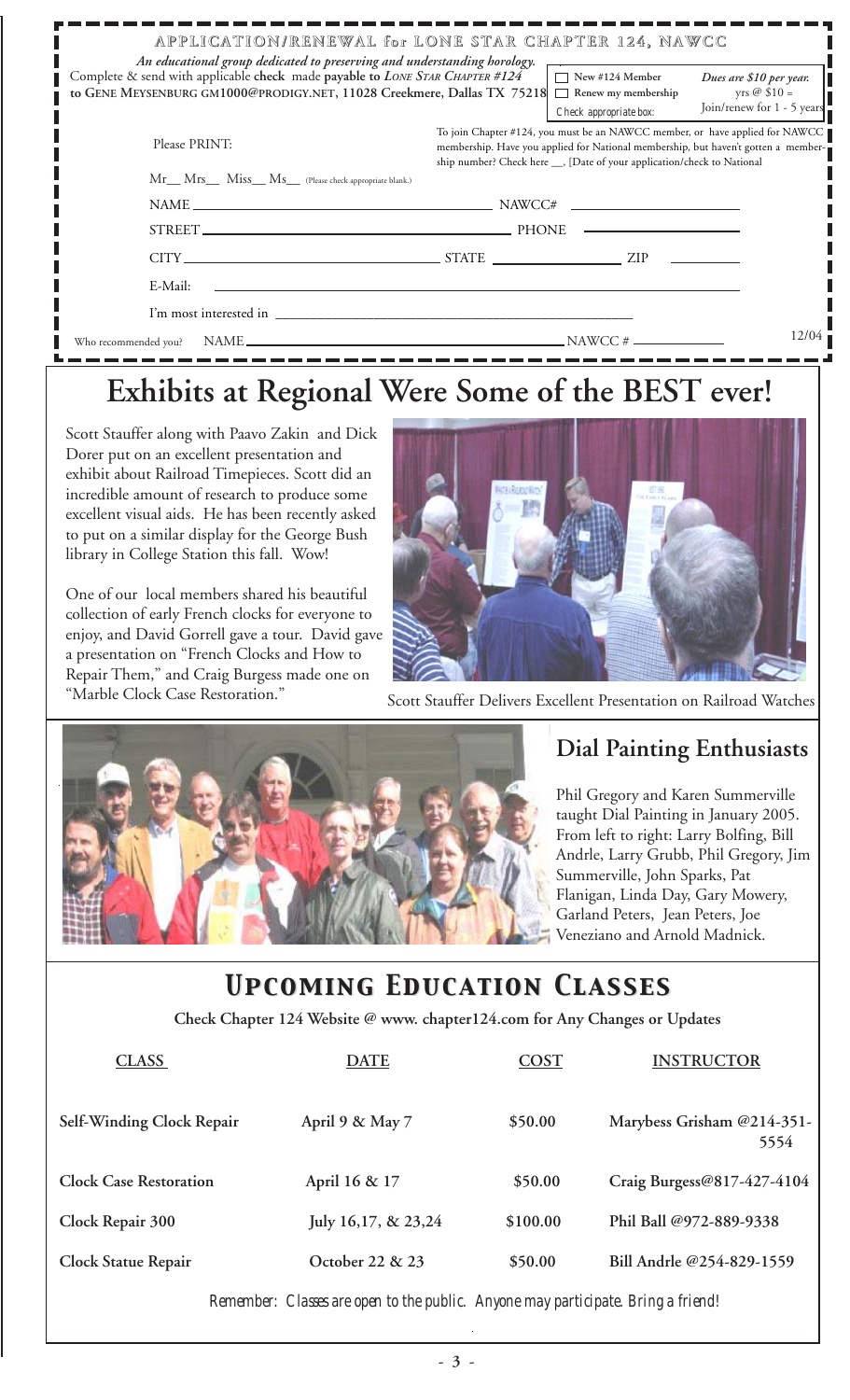# APPLICATION/RENEWAL for LONE STAR CHAPTER 124, NAWCC

*An educational group dedicated to preserving and understanding horology.*

Complete & send with applicable **check** made **payable to** ***LONE STAR CHAPTER #124*** **to GENE MEYSENBURG GM1000@PRODIGY.NET, 11028 Creekmere, Dallas TX 75218**

☐ New #124 Member
☐ Renew my membership
Check appropriate box:

*Dues are $10 per year.* yrs @ $10 = Join/renew for 1 - 5 years

Please PRINT:

To join Chapter #124, you must be an NAWCC member, or have applied for NAWCC membership. Have you applied for National membership, but haven't gotten a membership number? Check here __, [Date of your application/check to National

Mr__ Mrs__ Miss__ Ms__ (Please check appropriate blank.)

NAME ____________________ NAWCC# ____________

STREET ____________________ PHONE ____________

CITY ____________ STATE ____________ ZIP ________

E-Mail: ____________________

I'm most interested in ____________________

Who recommended you? NAME ____________________ NAWCC # ____________

12/04

# Exhibits at Regional Were Some of the BEST ever!

Scott Stauffer along with Paavo Zakin and Dick Dorer put on an excellent presentation and exhibit about Railroad Timepieces. Scott did an incredible amount of research to produce some excellent visual aids. He has been recently asked to put on a similar display for the George Bush library in College Station this fall. Wow!

One of our local members shared his beautiful collection of early French clocks for everyone to enjoy, and David Gorrell gave a tour. David gave a presentation on "French Clocks and How to Repair Them," and Craig Burgess made one on "Marble Clock Case Restoration."

Scott Stauffer Delivers Excellent Presentation on Railroad Watches

## Dial Painting Enthusiasts

Phil Gregory and Karen Summerville taught Dial Painting in January 2005. From left to right: Larry Bolfing, Bill Andrle, Larry Grubb, Phil Gregory, Jim Summerville, John Sparks, Pat Flanigan, Linda Day, Gary Mowery, Garland Peters, Jean Peters, Joe Veneziano and Arnold Madnick.

# *UPCOMING EDUCATION CLASSES*

**Check Chapter 124 Website @ www. chapter124.com for Any Changes or Updates**

| CLASS | DATE | COST | INSTRUCTOR |
|---|---|---|---|
| Self-Winding Clock Repair | April 9 & May 7 | $50.00 | Marybess Grisham @214-351-5554 |
| Clock Case Restoration | April 16 & 17 | $50.00 | Craig Burgess@817-427-4104 |
| Clock Repair 300 | July 16,17, & 23,24 | $100.00 | Phil Ball @972-889-9338 |
| Clock Statue Repair | October 22 & 23 | $50.00 | Bill Andrle @254-829-1559 |

*Remember: Classes are open to the public. Anyone may participate. Bring a friend!*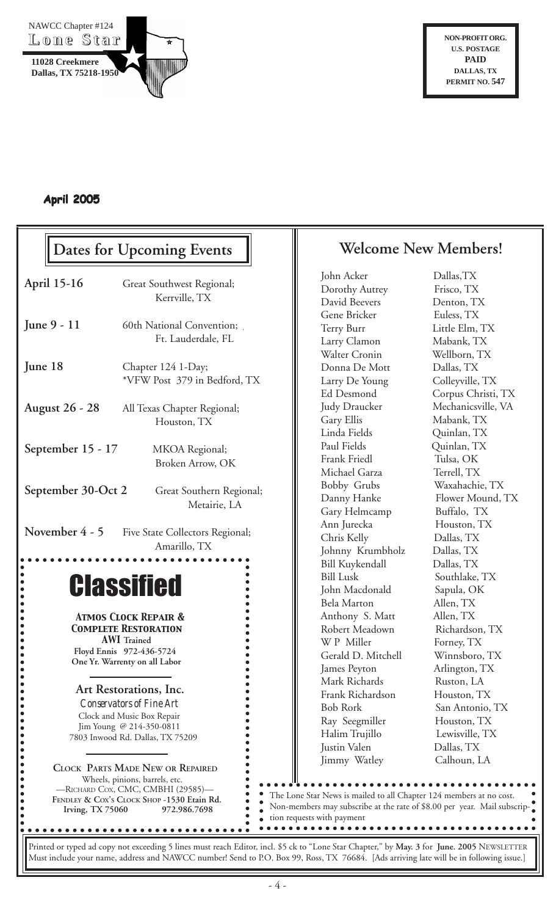NAWCC Chapter #124
Lone Star
11028 Creekmere
Dallas, TX 75218-1950

NON-PROFIT ORG.
U.S. POSTAGE
PAID
DALLAS, TX
PERMIT NO. 547

**April 2005**

## Dates for Upcoming Events

| | |
|---|---|
| **April 15-16** | Great Southwest Regional; Kerrville, TX |
| **June 9 - 11** | 60th National Convention; Ft. Lauderdale, FL |
| **June 18** | Chapter 124 1-Day; *VFW Post 379 in Bedford, TX |
| **August 26 - 28** | All Texas Chapter Regional; Houston, TX |
| **September 15 - 17** | MKOA Regional; Broken Arrow, OK |
| **September 30-Oct 2** | Great Southern Regional; Metairie, LA |
| **November 4 - 5** | Five State Collectors Regional; Amarillo, TX |

# Classified

**ATMOS CLOCK REPAIR &**
**COMPLETE RESTORATION**
**AWI Trained**
**Floyd Ennis 972-436-5724**
**One Yr. Warrenty on all Labor**

**Art Restorations, Inc.**
*Conservators of Fine Art*
Clock and Music Box Repair
Jim Young @ 214-350-0811
7803 Inwood Rd. Dallas, TX 75209

**CLOCK PARTS MADE NEW OR REPAIRED**
Wheels, pinions, barrels, etc.
—RICHARD COX, CMC, CMBHI (29585)—
**FENDLEY & COX'S CLOCK SHOP -1530 Etain Rd.**
**Irving, TX 75060 972.986.7698**

## Welcome New Members!

| | |
|---|---|
| John Acker | Dallas,TX |
| Dorothy Autrey | Frisco, TX |
| David Beevers | Denton, TX |
| Gene Bricker | Euless, TX |
| Terry Burr | Little Elm, TX |
| Larry Clamon | Mabank, TX |
| Walter Cronin | Wellborn, TX |
| Donna De Mott | Dallas, TX |
| Larry De Young | Colleyville, TX |
| Ed Desmond | Corpus Christi, TX |
| Judy Draucker | Mechanicsville, VA |
| Gary Ellis | Mabank, TX |
| Linda Fields | Quinlan, TX |
| Paul Fields | Quinlan, TX |
| Frank Friedl | Tulsa, OK |
| Michael Garza | Terrell, TX |
| Bobby Grubs | Waxahachie, TX |
| Danny Hanke | Flower Mound, TX |
| Gary Helmcamp | Buffalo, TX |
| Ann Jurecka | Houston, TX |
| Chris Kelly | Dallas, TX |
| Johnny Krumbholz | Dallas, TX |
| Bill Kuykendall | Dallas, TX |
| Bill Lusk | Southlake, TX |
| John Macdonald | Sapula, OK |
| Bela Marton | Allen, TX |
| Anthony S. Matt | Allen, TX |
| Robert Meadown | Richardson, TX |
| W P Miller | Forney, TX |
| Gerald D. Mitchell | Winnsboro, TX |
| James Peyton | Arlington, TX |
| Mark Richards | Ruston, LA |
| Frank Richardson | Houston, TX |
| Bob Rork | San Antonio, TX |
| Ray Seegmiller | Houston, TX |
| Halim Trujillo | Lewisville, TX |
| Justin Valen | Dallas, TX |
| Jimmy Watley | Calhoun, LA |

The Lone Star News is mailed to all Chapter 124 members at no cost. Non-members may subscribe at the rate of $8.00 per year. Mail subscription requests with payment

Printed or typed ad copy not exceeding 5 lines must reach Editor, incl. $5 ck to "Lone Star Chapter," by **May. 3** for **June. 2005** NEWSLETTER Must include your name, address and NAWCC number! Send to P.O. Box 99, Ross, TX 76684. [Ads arriving late will be in following issue.]